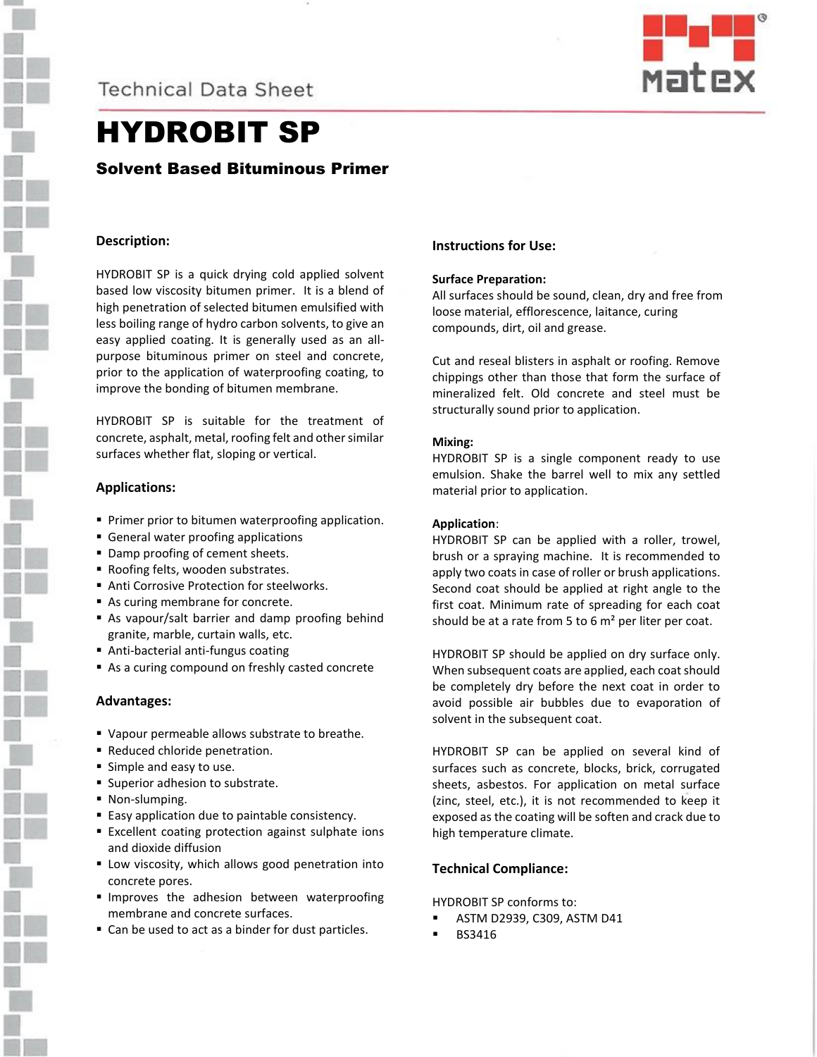Technical Data Sheet

# HYDROBIT SP

## Solvent Based Bituminous Primer

### Description:

HYDROBIT SP is a quick drying cold applied solvent based low viscosity bitumen primer. It is a blend of high penetration of selected bitumen emulsified with less boiling range of hydro carbon solvents, to give an easy applied coating. It is generally used as an all-purpose bituminous primer on steel and concrete, prior to the application of waterproofing coating, to improve the bonding of bitumen membrane.

HYDROBIT SP is suitable for the treatment of concrete, asphalt, metal, roofing felt and other similar surfaces whether flat, sloping or vertical.

### Applications:

- Primer prior to bitumen waterproofing application.
- General water proofing applications
- Damp proofing of cement sheets.
- Roofing felts, wooden substrates.
- Anti Corrosive Protection for steelworks.
- As curing membrane for concrete.
- As vapour/salt barrier and damp proofing behind granite, marble, curtain walls, etc.
- Anti-bacterial anti-fungus coating
- As a curing compound on freshly casted concrete

### Advantages:

- Vapour permeable allows substrate to breathe.
- Reduced chloride penetration.
- Simple and easy to use.
- Superior adhesion to substrate.
- Non-slumping.
- Easy application due to paintable consistency.
- Excellent coating protection against sulphate ions and dioxide diffusion
- Low viscosity, which allows good penetration into concrete pores.
- Improves the adhesion between waterproofing membrane and concrete surfaces.
- Can be used to act as a binder for dust particles.

### Instructions for Use:

**Surface Preparation:**
All surfaces should be sound, clean, dry and free from loose material, efflorescence, laitance, curing compounds, dirt, oil and grease.

Cut and reseal blisters in asphalt or roofing. Remove chippings other than those that form the surface of mineralized felt. Old concrete and steel must be structurally sound prior to application.

**Mixing:**
HYDROBIT SP is a single component ready to use emulsion. Shake the barrel well to mix any settled material prior to application.

**Application**:
HYDROBIT SP can be applied with a roller, trowel, brush or a spraying machine. It is recommended to apply two coats in case of roller or brush applications. Second coat should be applied at right angle to the first coat. Minimum rate of spreading for each coat should be at a rate from 5 to 6 m² per liter per coat.

HYDROBIT SP should be applied on dry surface only. When subsequent coats are applied, each coat should be completely dry before the next coat in order to avoid possible air bubbles due to evaporation of solvent in the subsequent coat.

HYDROBIT SP can be applied on several kind of surfaces such as concrete, blocks, brick, corrugated sheets, asbestos. For application on metal surface (zinc, steel, etc.), it is not recommended to keep it exposed as the coating will be soften and crack due to high temperature climate.

### Technical Compliance:

HYDROBIT SP conforms to:

- ASTM D2939, C309, ASTM D41
- BS3416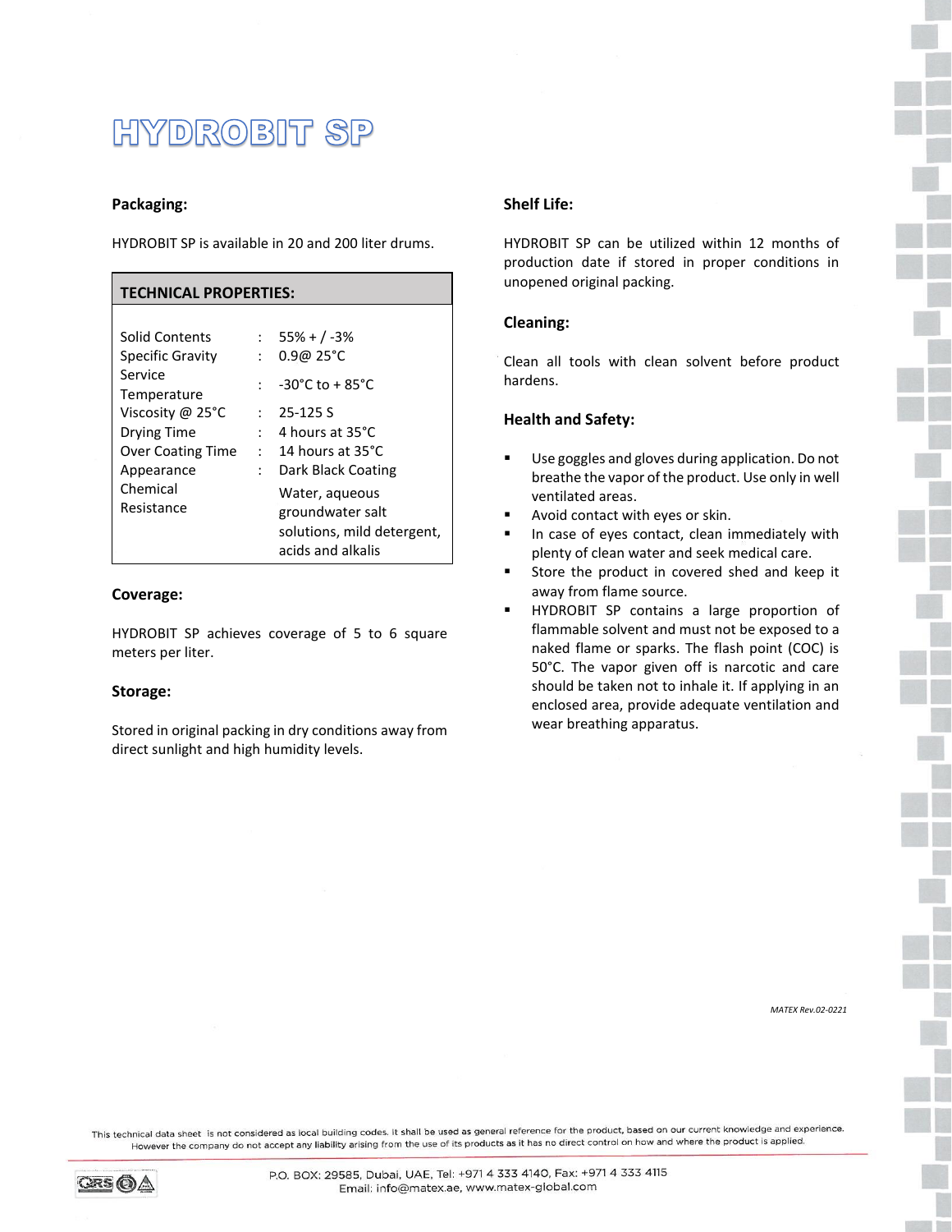# HYDROBIT SP

## Packaging:

HYDROBIT SP is available in 20 and 200 liter drums.

| TECHNICAL PROPERTIES: | | |
|---|---|---|
| Solid Contents | : | 55% + / -3% |
| Specific Gravity | : | 0.9@ 25°C |
| Service Temperature | : | -30°C to + 85°C |
| Viscosity @ 25°C | : | 25-125 S |
| Drying Time | : | 4 hours at 35°C |
| Over Coating Time | : | 14 hours at 35°C |
| Appearance | : | Dark Black Coating |
| Chemical Resistance | | Water, aqueous groundwater salt solutions, mild detergent, acids and alkalis |

## Coverage:

HYDROBIT SP achieves coverage of 5 to 6 square meters per liter.

## Storage:

Stored in original packing in dry conditions away from direct sunlight and high humidity levels.

## Shelf Life:

HYDROBIT SP can be utilized within 12 months of production date if stored in proper conditions in unopened original packing.

## Cleaning:

Clean all tools with clean solvent before product hardens.

## Health and Safety:

- Use goggles and gloves during application. Do not breathe the vapor of the product. Use only in well ventilated areas.
- Avoid contact with eyes or skin.
- In case of eyes contact, clean immediately with plenty of clean water and seek medical care.
- Store the product in covered shed and keep it away from flame source.
- HYDROBIT SP contains a large proportion of flammable solvent and must not be exposed to a naked flame or sparks. The flash point (COC) is 50°C. The vapor given off is narcotic and care should be taken not to inhale it. If applying in an enclosed area, provide adequate ventilation and wear breathing apparatus.

*MATEX Rev.02-0221*

This technical data sheet is not considered as local building codes. It shall be used as general reference for the product, based on our current knowledge and experience. However the company do not accept any liability arising from the use of its products as it has no direct control on how and where the product is applied.

P.O. BOX: 29585, Dubai, UAE, Tel: +971 4 333 4140, Fax: +971 4 333 4115
Email: info@matex.ae, www.matex-global.com